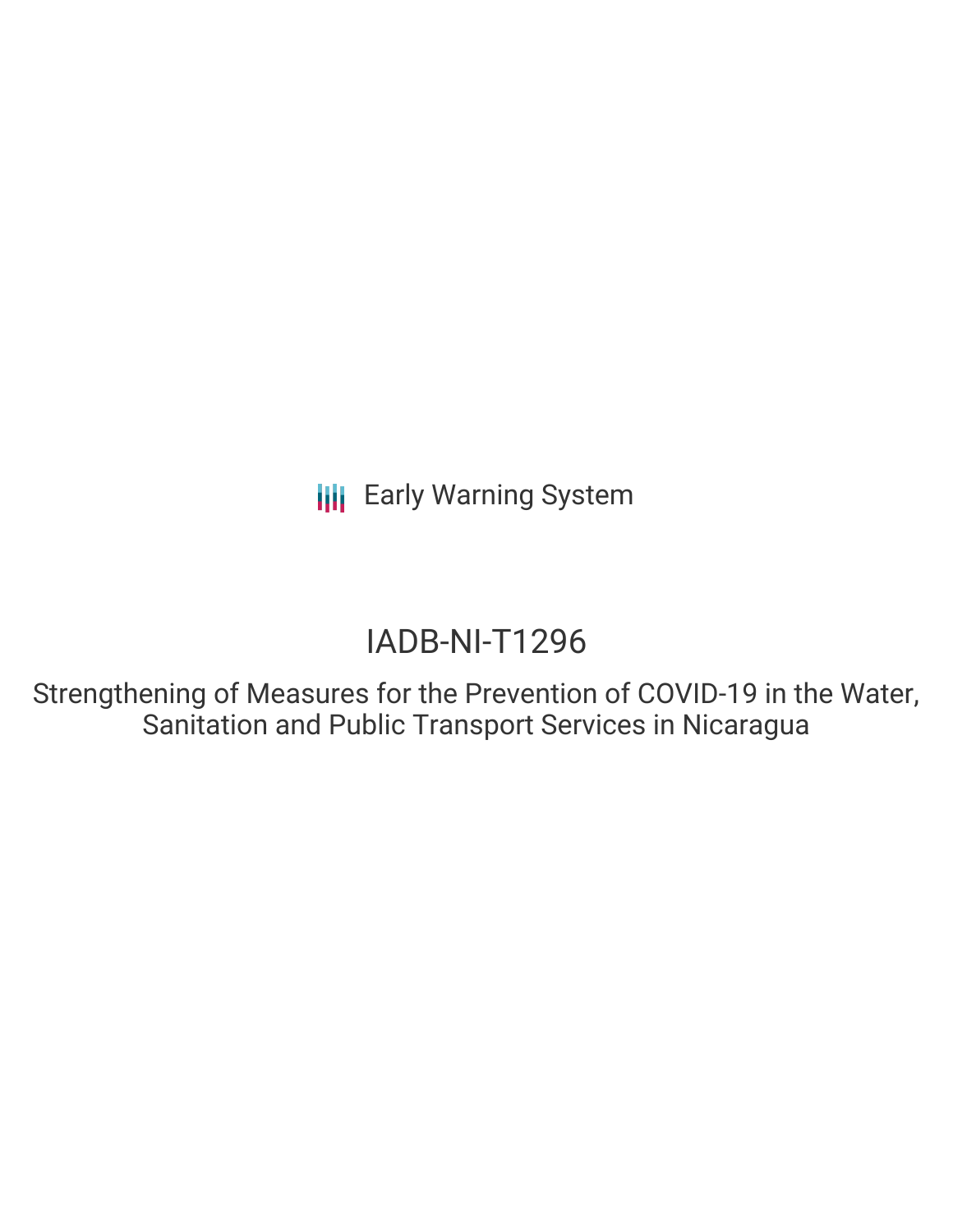Early Warning System

# IADB-NI-T1296

## Strengthening of Measures for the Prevention of COVID-19 in the Water, Sanitation and Public Transport Services in Nicaragua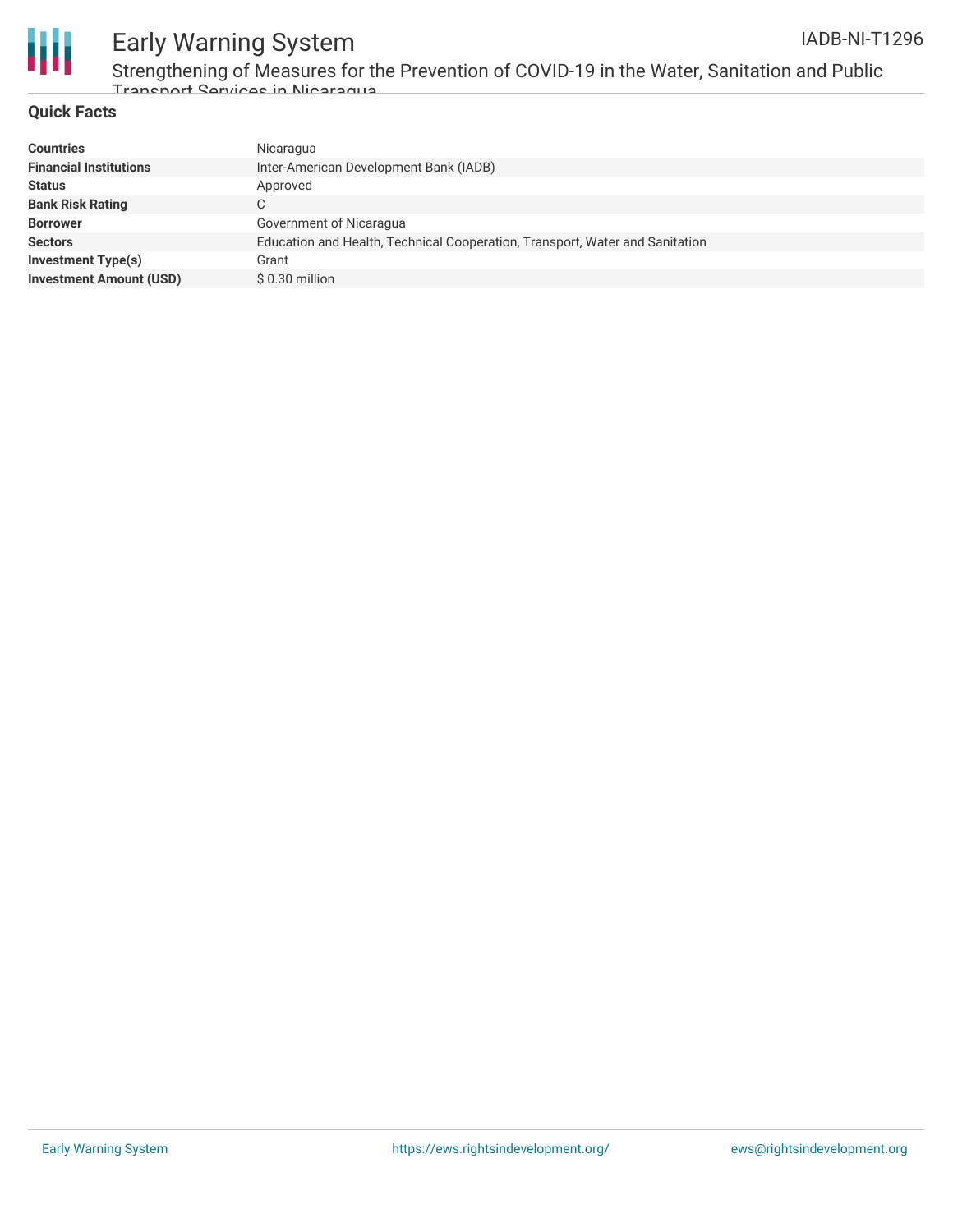## Quick Facts

| | |
|---|---|
| **Countries** | Nicaragua |
| **Financial Institutions** | Inter-American Development Bank (IADB) |
| **Status** | Approved |
| **Bank Risk Rating** | C |
| **Borrower** | Government of Nicaragua |
| **Sectors** | Education and Health, Technical Cooperation, Transport, Water and Sanitation |
| **Investment Type(s)** | Grant |
| **Investment Amount (USD)** | $ 0.30 million |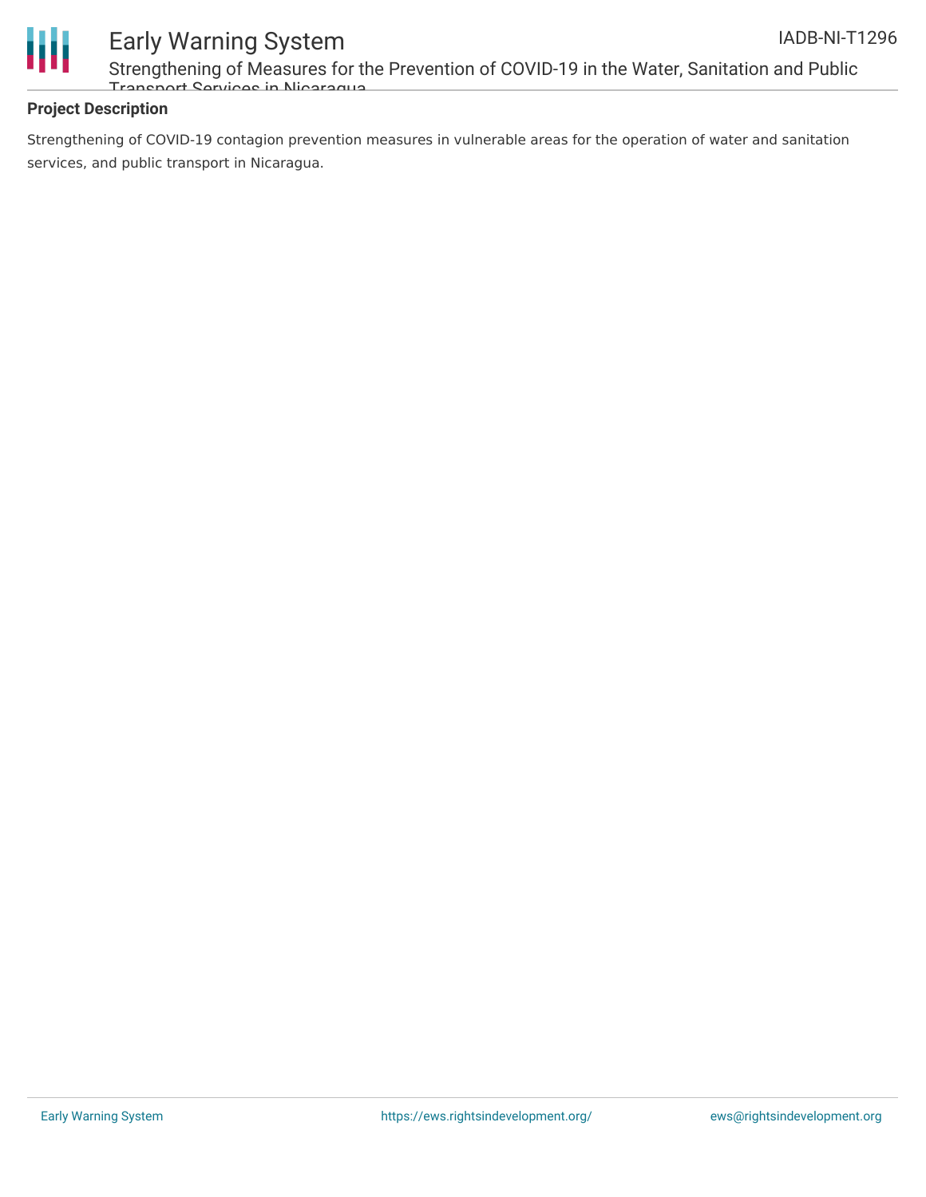## Project Description

Strengthening of COVID-19 contagion prevention measures in vulnerable areas for the operation of water and sanitation services, and public transport in Nicaragua.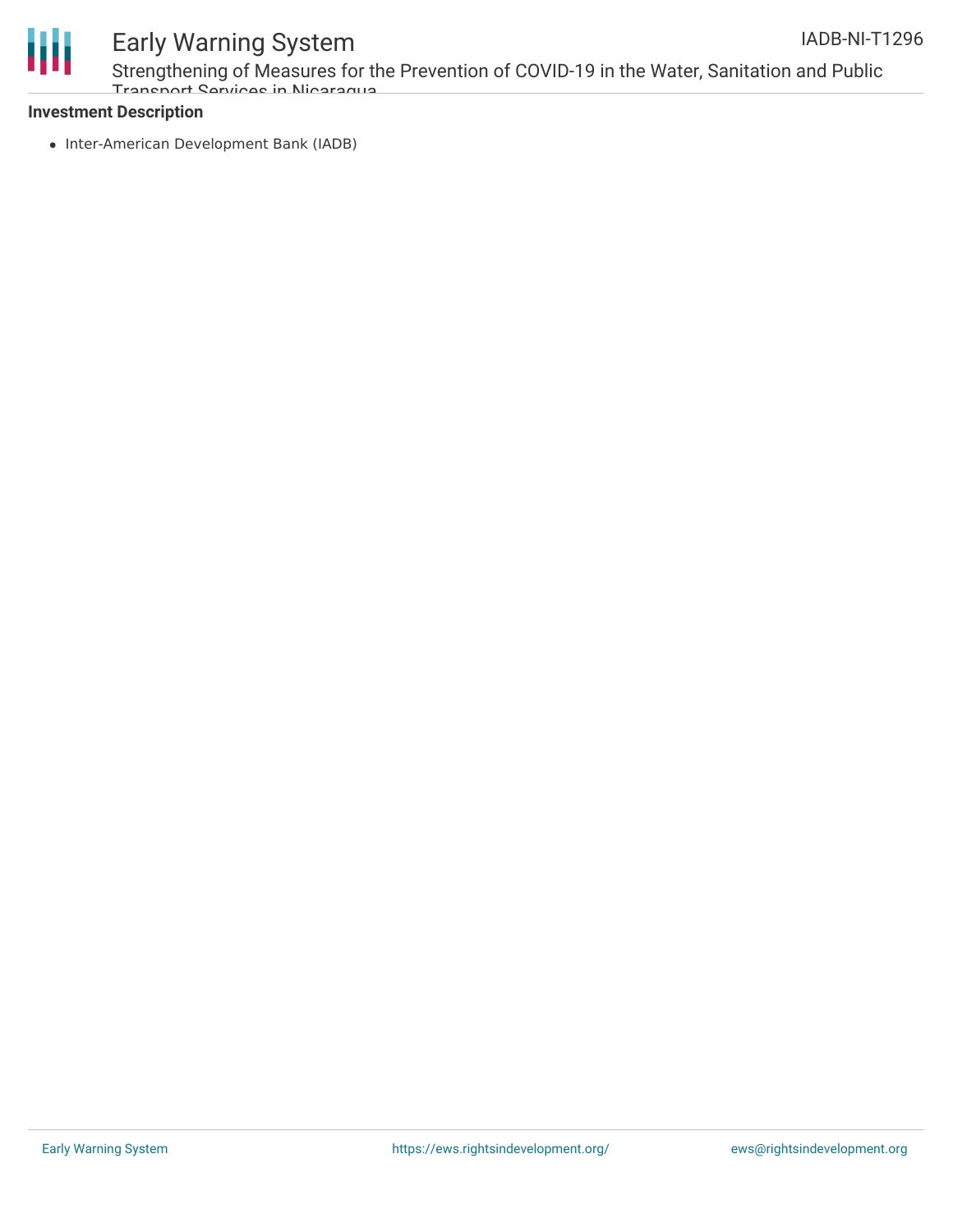**Investment Description**

- Inter-American Development Bank (IADB)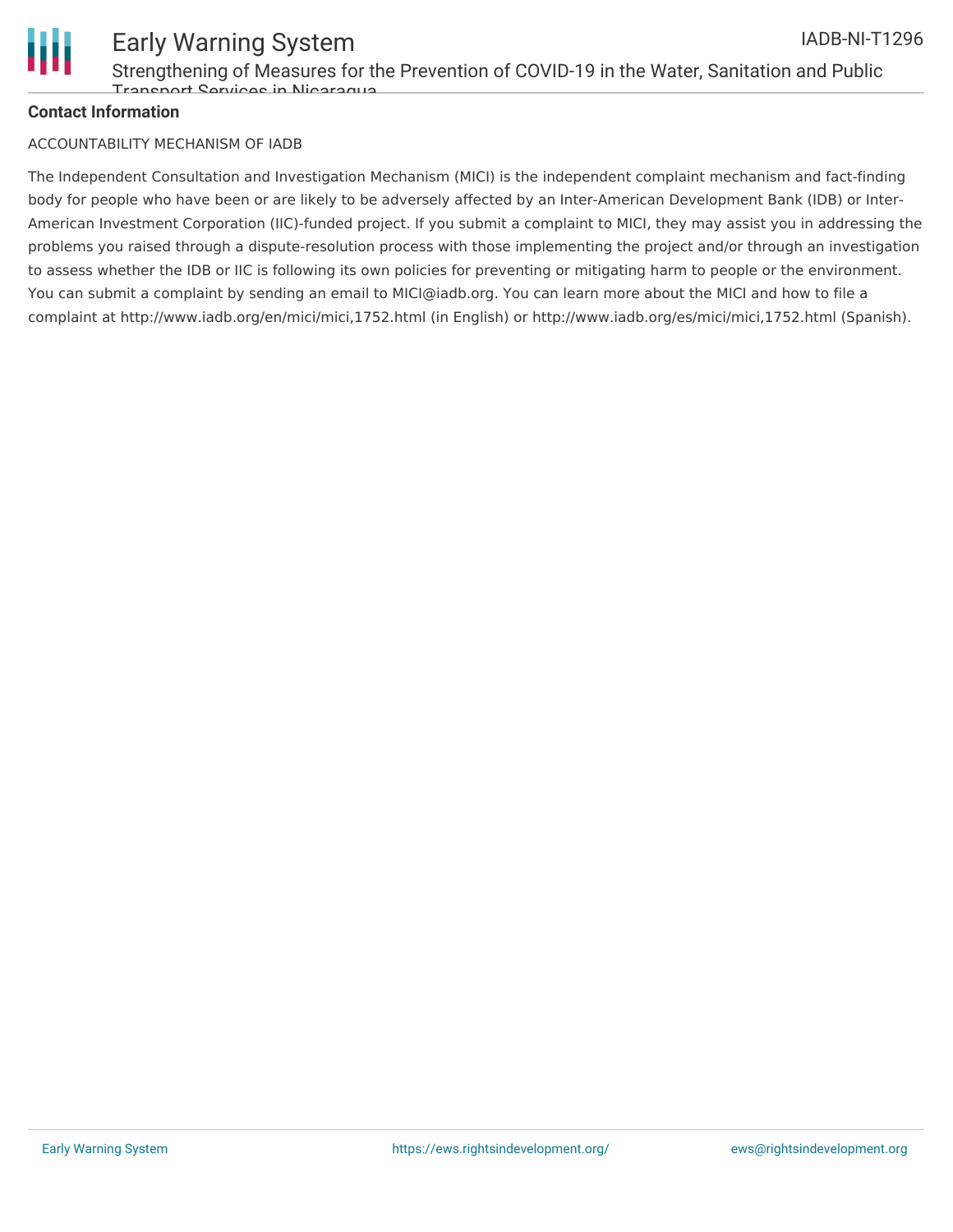**Contact Information**

ACCOUNTABILITY MECHANISM OF IADB

The Independent Consultation and Investigation Mechanism (MICI) is the independent complaint mechanism and fact-finding body for people who have been or are likely to be adversely affected by an Inter-American Development Bank (IDB) or Inter-American Investment Corporation (IIC)-funded project. If you submit a complaint to MICI, they may assist you in addressing the problems you raised through a dispute-resolution process with those implementing the project and/or through an investigation to assess whether the IDB or IIC is following its own policies for preventing or mitigating harm to people or the environment. You can submit a complaint by sending an email to MICI@iadb.org. You can learn more about the MICI and how to file a complaint at http://www.iadb.org/en/mici/mici,1752.html (in English) or http://www.iadb.org/es/mici/mici,1752.html (Spanish).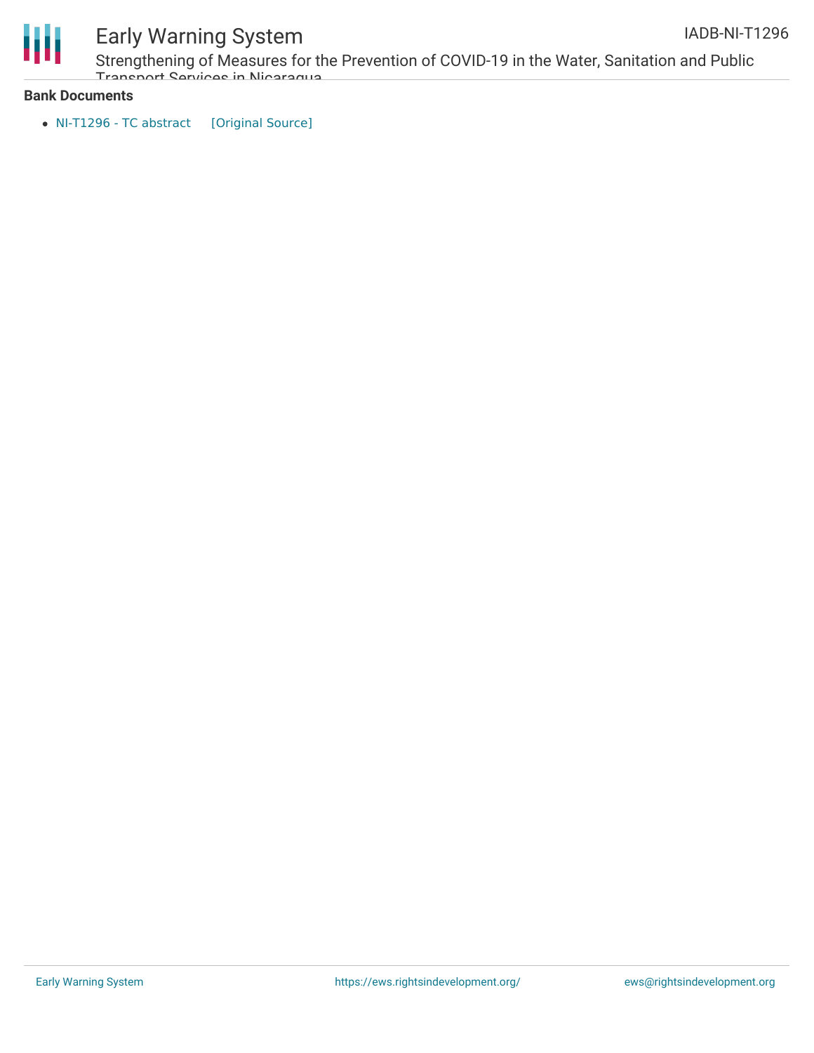**Bank Documents**

- NI-T1296 - TC abstract [Original Source]